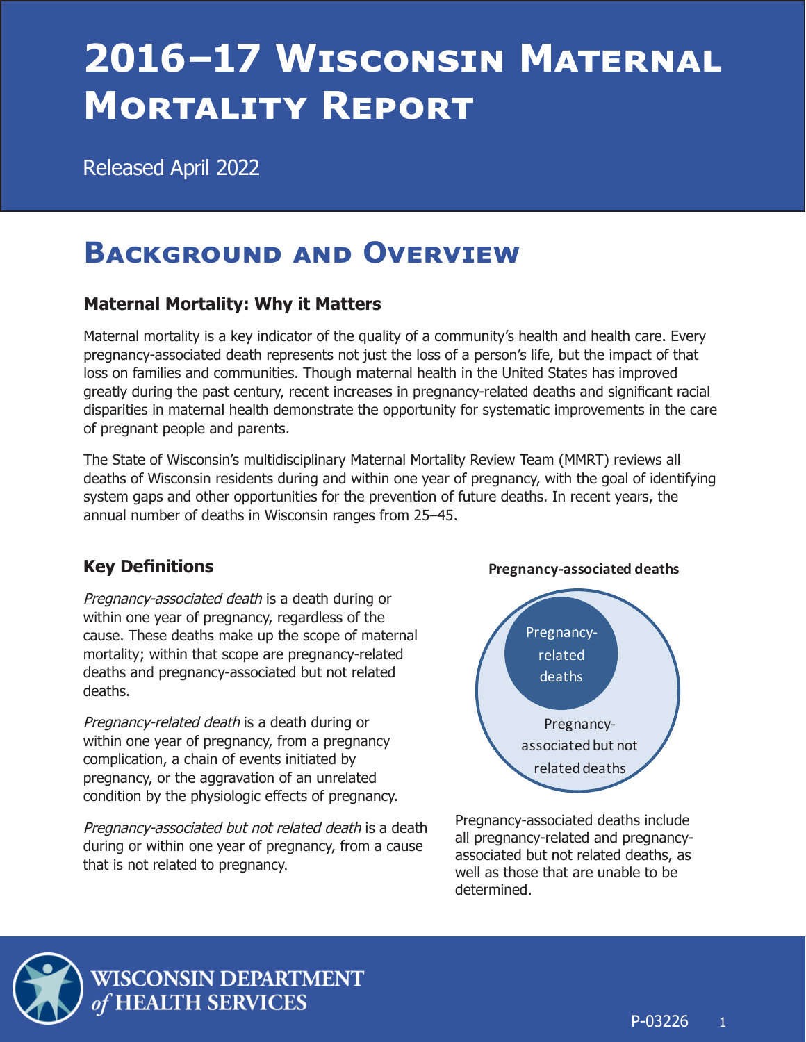# 2016–17 Wisconsin Maternal Mortality Report

Released April 2022

## Background and Overview

### Maternal Mortality: Why it Matters

Maternal mortality is a key indicator of the quality of a community's health and health care. Every pregnancy-associated death represents not just the loss of a person's life, but the impact of that loss on families and communities. Though maternal health in the United States has improved greatly during the past century, recent increases in pregnancy-related deaths and significant racial disparities in maternal health demonstrate the opportunity for systematic improvements in the care of pregnant people and parents.

The State of Wisconsin's multidisciplinary Maternal Mortality Review Team (MMRT) reviews all deaths of Wisconsin residents during and within one year of pregnancy, with the goal of identifying system gaps and other opportunities for the prevention of future deaths. In recent years, the annual number of deaths in Wisconsin ranges from 25–45.

### Key Definitions

*Pregnancy-associated death* is a death during or within one year of pregnancy, regardless of the cause. These deaths make up the scope of maternal mortality; within that scope are pregnancy-related deaths and pregnancy-associated but not related deaths.

*Pregnancy-related death* is a death during or within one year of pregnancy, from a pregnancy complication, a chain of events initiated by pregnancy, or the aggravation of an unrelated condition by the physiologic effects of pregnancy.

*Pregnancy-associated but not related death* is a death during or within one year of pregnancy, from a cause that is not related to pregnancy.

**Pregnancy-associated deaths**

Pregnancy-related deaths

Pregnancy-associated but not related deaths

Pregnancy-associated deaths include all pregnancy-related and pregnancy-associated but not related deaths, as well as those that are unable to be determined.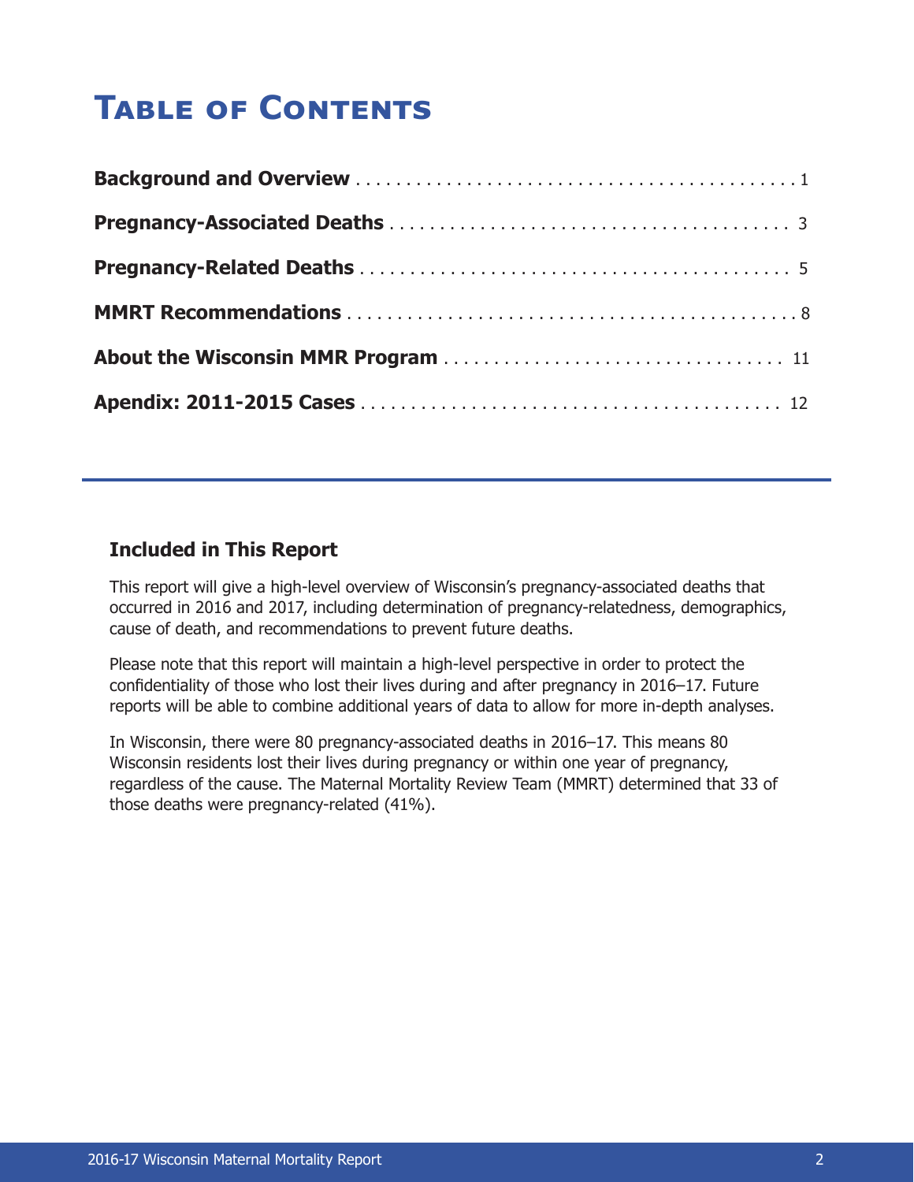# Table of Contents

**Background and Overview** . . . . . . . . . . . . . . . . . . . . . . . . . . . . . . . . . . . . . . . . . . . . 1

**Pregnancy-Associated Deaths** . . . . . . . . . . . . . . . . . . . . . . . . . . . . . . . . . . . . . . . 3

**Pregnancy-Related Deaths** . . . . . . . . . . . . . . . . . . . . . . . . . . . . . . . . . . . . . . . . . . . 5

**MMRT Recommendations** . . . . . . . . . . . . . . . . . . . . . . . . . . . . . . . . . . . . . . . . . . . . 8

**About the Wisconsin MMR Program** . . . . . . . . . . . . . . . . . . . . . . . . . . . . . . . . . . 11

**Apendix: 2011-2015 Cases** . . . . . . . . . . . . . . . . . . . . . . . . . . . . . . . . . . . . . . . . . . 12

---

### Included in This Report

This report will give a high-level overview of Wisconsin's pregnancy-associated deaths that occurred in 2016 and 2017, including determination of pregnancy-relatedness, demographics, cause of death, and recommendations to prevent future deaths.

Please note that this report will maintain a high-level perspective in order to protect the confidentiality of those who lost their lives during and after pregnancy in 2016–17. Future reports will be able to combine additional years of data to allow for more in-depth analyses.

In Wisconsin, there were 80 pregnancy-associated deaths in 2016–17. This means 80 Wisconsin residents lost their lives during pregnancy or within one year of pregnancy, regardless of the cause. The Maternal Mortality Review Team (MMRT) determined that 33 of those deaths were pregnancy-related (41%).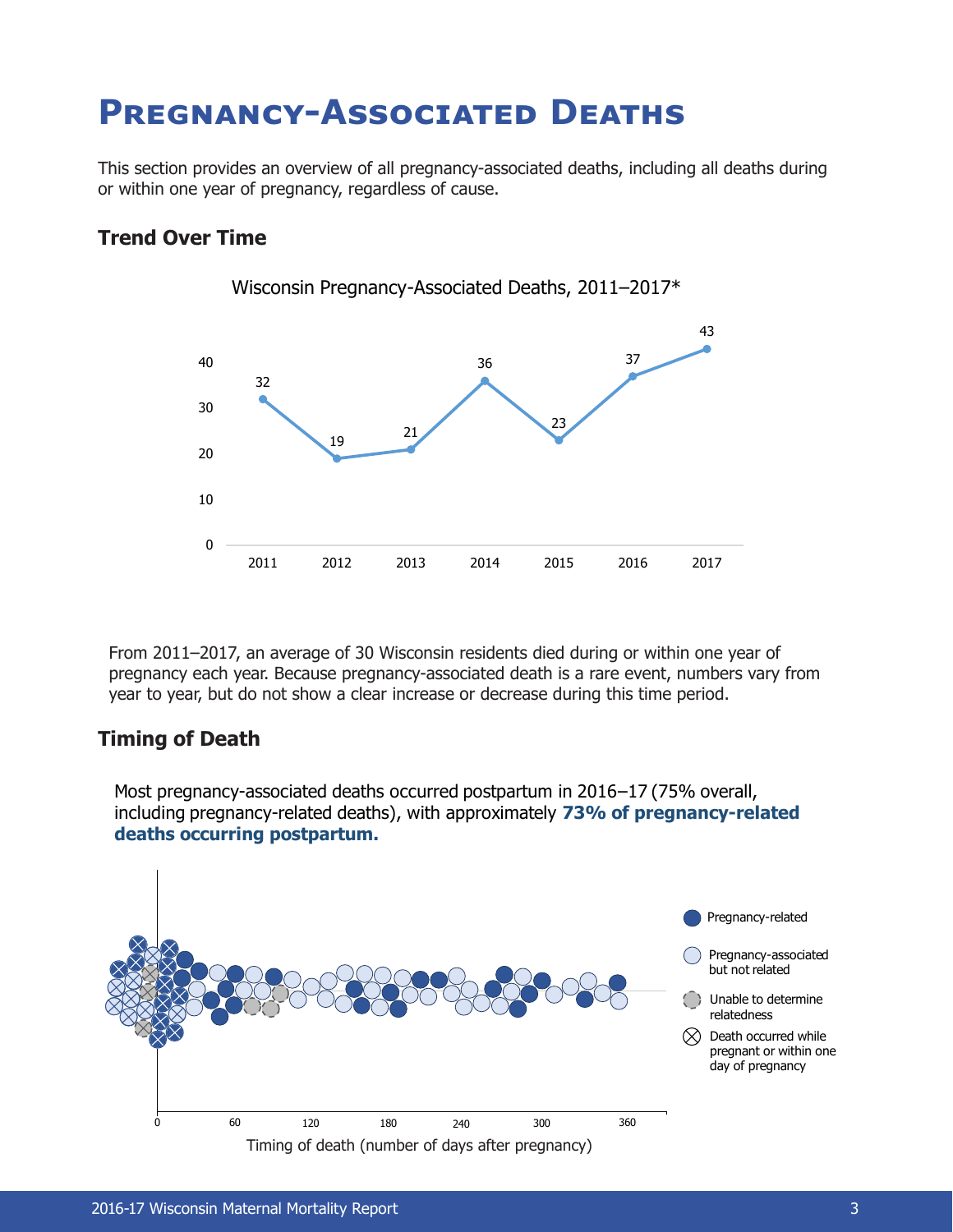# Pregnancy-Associated Deaths

This section provides an overview of all pregnancy-associated deaths, including all deaths during or within one year of pregnancy, regardless of cause.

### Trend Over Time

Wisconsin Pregnancy-Associated Deaths, 2011–2017*

| Year | Deaths |
|---|---|
| 2011 | 32 |
| 2012 | 19 |
| 2013 | 21 |
| 2014 | 36 |
| 2015 | 23 |
| 2016 | 37 |
| 2017 | 43 |

From 2011–2017, an average of 30 Wisconsin residents died during or within one year of pregnancy each year. Because pregnancy-associated death is a rare event, numbers vary from year to year, but do not show a clear increase or decrease during this time period.

### Timing of Death

Most pregnancy-associated deaths occurred postpartum in 2016–17 (75% overall, including pregnancy-related deaths), with approximately **73% of pregnancy-related deaths occurring postpartum.**

Legend: Pregnancy-related; Pregnancy-associated but not related; Unable to determine relatedness; Death occurred while pregnant or within one day of pregnancy

Timing of death (number of days after pregnancy)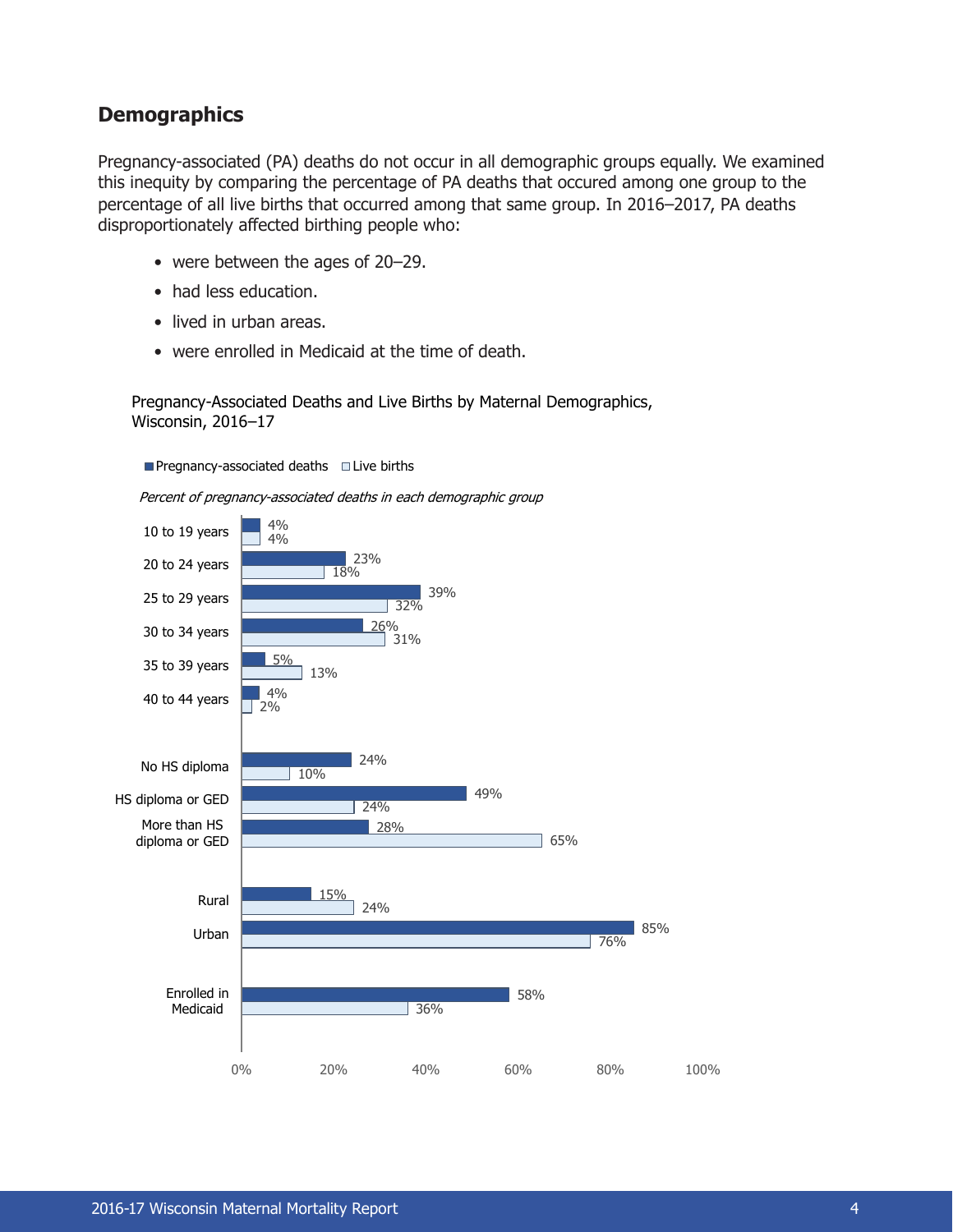## Demographics

Pregnancy-associated (PA) deaths do not occur in all demographic groups equally. We examined this inequity by comparing the percentage of PA deaths that occured among one group to the percentage of all live births that occurred among that same group. In 2016–2017, PA deaths disproportionately affected birthing people who:

- were between the ages of 20–29.
- had less education.
- lived in urban areas.
- were enrolled in Medicaid at the time of death.

Pregnancy-Associated Deaths and Live Births by Maternal Demographics, Wisconsin, 2016–17

*Percent of pregnancy-associated deaths in each demographic group*

| Demographic group | Pregnancy-associated deaths | Live births |
| --- | --- | --- |
| 10 to 19 years | 4% | 4% |
| 20 to 24 years | 23% | 18% |
| 25 to 29 years | 39% | 32% |
| 30 to 34 years | 26% | 31% |
| 35 to 39 years | 5% | 13% |
| 40 to 44 years | 4% | 2% |
| No HS diploma | 24% | 10% |
| HS diploma or GED | 49% | 24% |
| More than HS diploma or GED | 28% | 65% |
| Rural | 15% | 24% |
| Urban | 85% | 76% |
| Enrolled in Medicaid | 58% | 36% |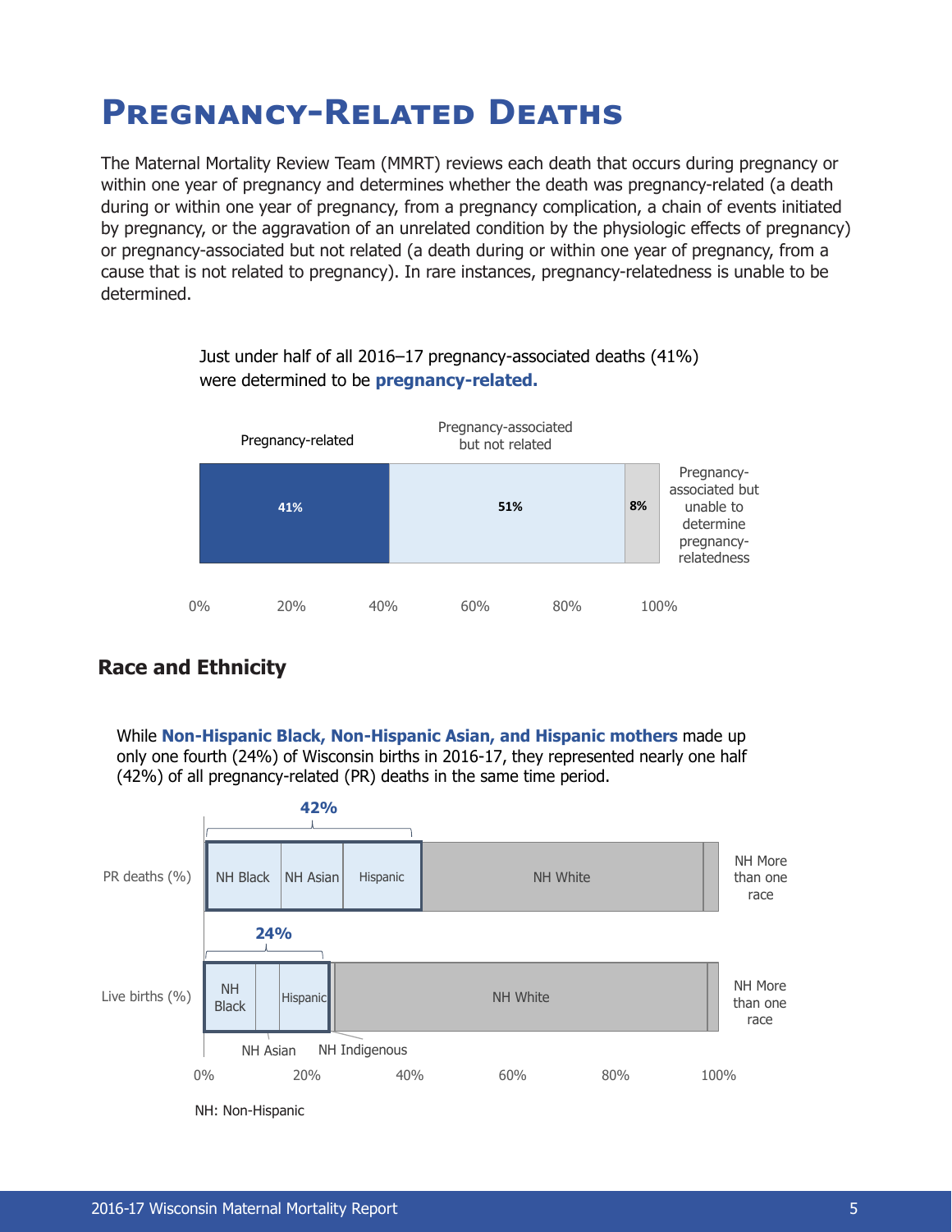# Pregnancy-Related Deaths

The Maternal Mortality Review Team (MMRT) reviews each death that occurs during pregnancy or within one year of pregnancy and determines whether the death was pregnancy-related (a death during or within one year of pregnancy, from a pregnancy complication, a chain of events initiated by pregnancy, or the aggravation of an unrelated condition by the physiologic effects of pregnancy) or pregnancy-associated but not related (a death during or within one year of pregnancy, from a cause that is not related to pregnancy). In rare instances, pregnancy-relatedness is unable to be determined.

Just under half of all 2016–17 pregnancy-associated deaths (41%) were determined to be **pregnancy-related.**

| Pregnancy-related | Pregnancy-associated but not related | Pregnancy-associated but unable to determine pregnancy-relatedness |
|---|---|---|
| 41% | 51% | 8% |

## Race and Ethnicity

While **Non-Hispanic Black, Non-Hispanic Asian, and Hispanic mothers** made up only one fourth (24%) of Wisconsin births in 2016-17, they represented nearly one half (42%) of all pregnancy-related (PR) deaths in the same time period.

| | NH Black + NH Asian + Hispanic | NH White | NH More than one race |
|---|---|---|---|
| PR deaths (%) | 42% | | |
| Live births (%) | 24% | | |

Categories shown: NH Black, NH Asian, Hispanic, NH Indigenous, NH White, NH More than one race.

NH: Non-Hispanic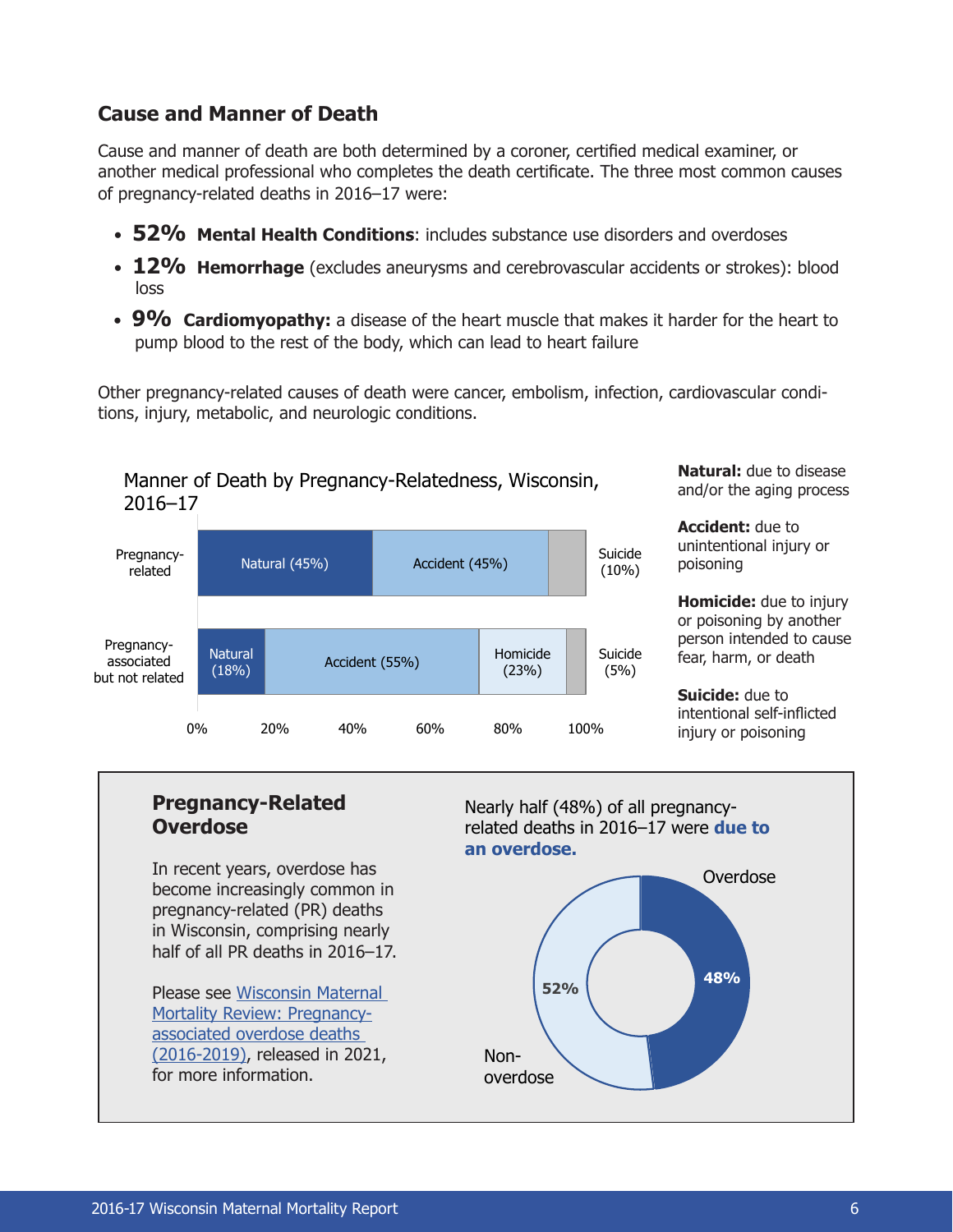## Cause and Manner of Death

Cause and manner of death are both determined by a coroner, certified medical examiner, or another medical professional who completes the death certificate. The three most common causes of pregnancy-related deaths in 2016–17 were:

- **52% Mental Health Conditions**: includes substance use disorders and overdoses
- **12% Hemorrhage** (excludes aneurysms and cerebrovascular accidents or strokes): blood loss
- **9% Cardiomyopathy:** a disease of the heart muscle that makes it harder for the heart to pump blood to the rest of the body, which can lead to heart failure

Other pregnancy-related causes of death were cancer, embolism, infection, cardiovascular conditions, injury, metabolic, and neurologic conditions.

Manner of Death by Pregnancy-Relatedness, Wisconsin, 2016–17

| | Natural | Accident | Homicide | Suicide |
|---|---|---|---|---|
| Pregnancy-related | 45% | 45% | | 10% |
| Pregnancy-associated but not related | 18% | 55% | 23% | 5% |

**Natural:** due to disease and/or the aging process

**Accident:** due to unintentional injury or poisoning

**Homicide:** due to injury or poisoning by another person intended to cause fear, harm, or death

**Suicide:** due to intentional self-inflicted injury or poisoning

### Pregnancy-Related Overdose

In recent years, overdose has become increasingly common in pregnancy-related (PR) deaths in Wisconsin, comprising nearly half of all PR deaths in 2016–17.

Please see Wisconsin Maternal Mortality Review: Pregnancy-associated overdose deaths (2016-2019), released in 2021, for more information.

Nearly half (48%) of all pregnancy-related deaths in 2016–17 were **due to an overdose.**

- Overdose: 48%
- Non-overdose: 52%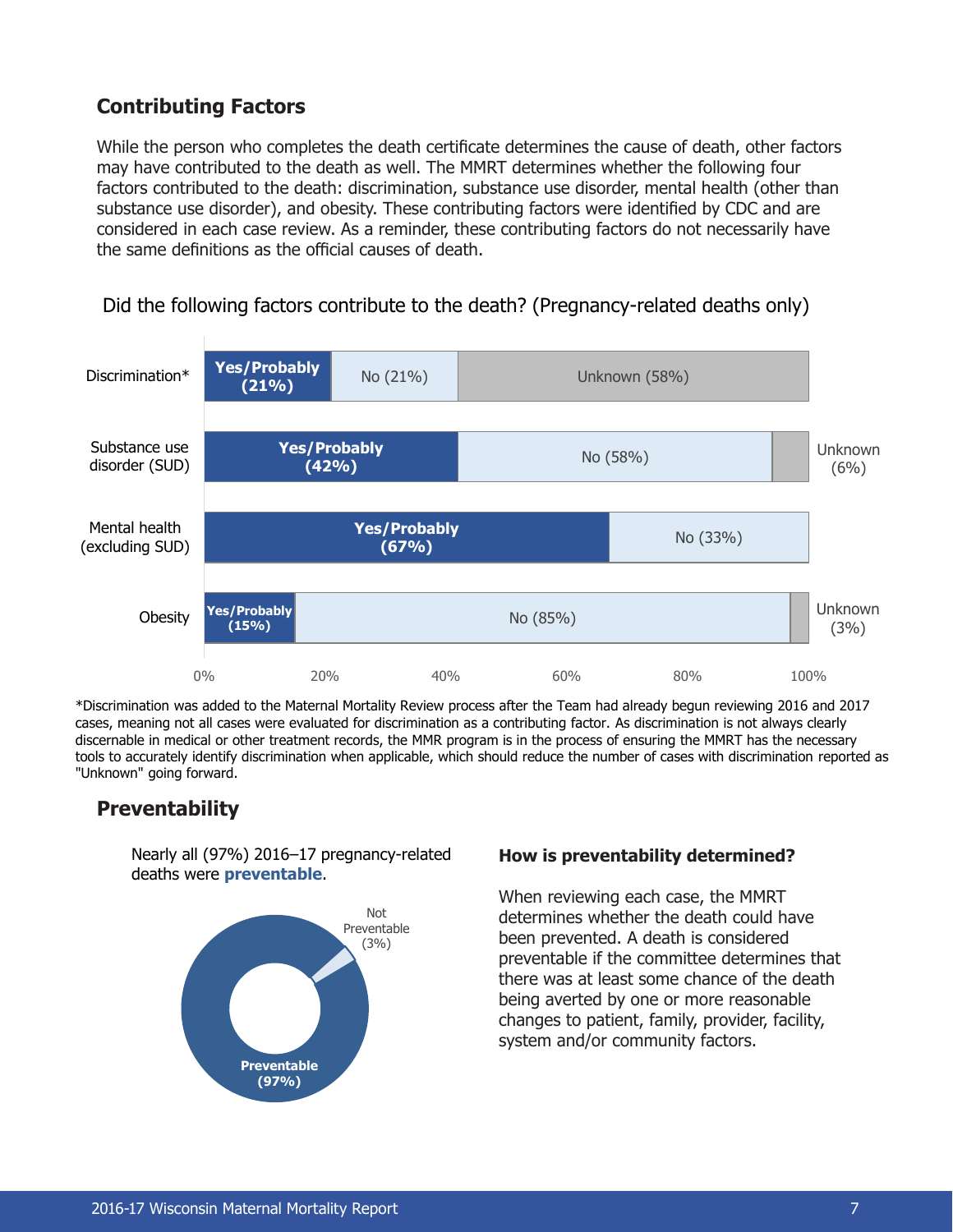## Contributing Factors

While the person who completes the death certificate determines the cause of death, other factors may have contributed to the death as well. The MMRT determines whether the following four factors contributed to the death: discrimination, substance use disorder, mental health (other than substance use disorder), and obesity. These contributing factors were identified by CDC and are considered in each case review. As a reminder, these contributing factors do not necessarily have the same definitions as the official causes of death.

Did the following factors contribute to the death? (Pregnancy-related deaths only)

| Factor | Yes/Probably | No | Unknown |
|---|---|---|---|
| Discrimination* | 21% | 21% | 58% |
| Substance use disorder (SUD) | 42% | 58% | 6% |
| Mental health (excluding SUD) | 67% | 33% | |
| Obesity | 15% | 85% | 3% |

*Discrimination was added to the Maternal Mortality Review process after the Team had already begun reviewing 2016 and 2017 cases, meaning not all cases were evaluated for discrimination as a contributing factor. As discrimination is not always clearly discernable in medical or other treatment records, the MMR program is in the process of ensuring the MMRT has the necessary tools to accurately identify discrimination when applicable, which should reduce the number of cases with discrimination reported as "Unknown" going forward.

## Preventability

Nearly all (97%) 2016–17 pregnancy-related deaths were **preventable**.

Preventable (97%)
Not Preventable (3%)

### How is preventability determined?

When reviewing each case, the MMRT determines whether the death could have been prevented. A death is considered preventable if the committee determines that there was at least some chance of the death being averted by one or more reasonable changes to patient, family, provider, facility, system and/or community factors.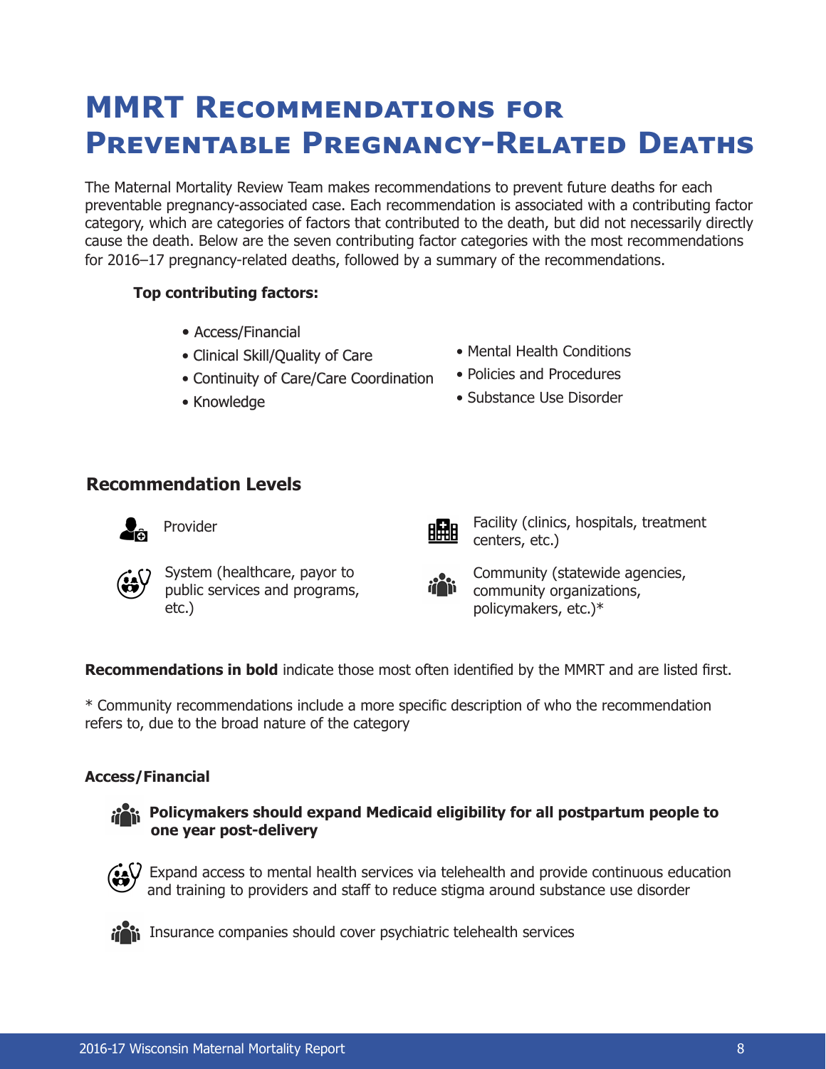# MMRT Recommendations for Preventable Pregnancy-Related Deaths

The Maternal Mortality Review Team makes recommendations to prevent future deaths for each preventable pregnancy-associated case. Each recommendation is associated with a contributing factor category, which are categories of factors that contributed to the death, but did not necessarily directly cause the death. Below are the seven contributing factor categories with the most recommendations for 2016–17 pregnancy-related deaths, followed by a summary of the recommendations.

**Top contributing factors:**

- Access/Financial
- Clinical Skill/Quality of Care
- Continuity of Care/Care Coordination
- Knowledge
- Mental Health Conditions
- Policies and Procedures
- Substance Use Disorder

## Recommendation Levels

- Provider
- Facility (clinics, hospitals, treatment centers, etc.)
- System (healthcare, payor to public services and programs, etc.)
- Community (statewide agencies, community organizations, policymakers, etc.)*

**Recommendations in bold** indicate those most often identified by the MMRT and are listed first.

* Community recommendations include a more specific description of who the recommendation refers to, due to the broad nature of the category

### Access/Financial

- (Community) **Policymakers should expand Medicaid eligibility for all postpartum people to one year post-delivery**
- (System) Expand access to mental health services via telehealth and provide continuous education and training to providers and staff to reduce stigma around substance use disorder
- (Community) Insurance companies should cover psychiatric telehealth services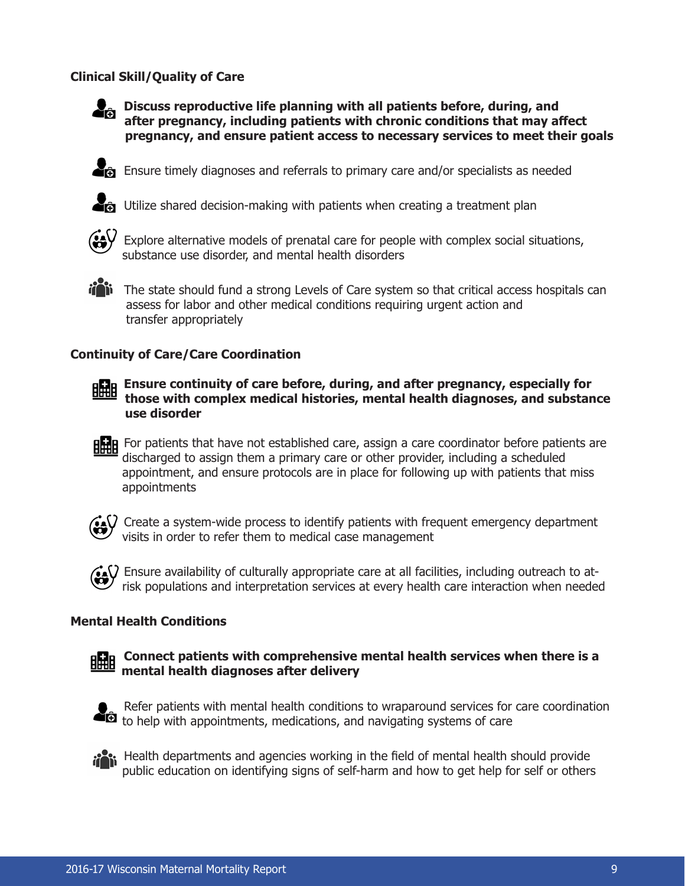### Clinical Skill/Quality of Care

- **Discuss reproductive life planning with all patients before, during, and after pregnancy, including patients with chronic conditions that may affect pregnancy, and ensure patient access to necessary services to meet their goals**
- Ensure timely diagnoses and referrals to primary care and/or specialists as needed
- Utilize shared decision-making with patients when creating a treatment plan
- Explore alternative models of prenatal care for people with complex social situations, substance use disorder, and mental health disorders
- The state should fund a strong Levels of Care system so that critical access hospitals can assess for labor and other medical conditions requiring urgent action and transfer appropriately

### Continuity of Care/Care Coordination

- **Ensure continuity of care before, during, and after pregnancy, especially for those with complex medical histories, mental health diagnoses, and substance use disorder**
- For patients that have not established care, assign a care coordinator before patients are discharged to assign them a primary care or other provider, including a scheduled appointment, and ensure protocols are in place for following up with patients that miss appointments
- Create a system-wide process to identify patients with frequent emergency department visits in order to refer them to medical case management
- Ensure availability of culturally appropriate care at all facilities, including outreach to at-risk populations and interpretation services at every health care interaction when needed

### Mental Health Conditions

- **Connect patients with comprehensive mental health services when there is a mental health diagnoses after delivery**
- Refer patients with mental health conditions to wraparound services for care coordination to help with appointments, medications, and navigating systems of care
- Health departments and agencies working in the field of mental health should provide public education on identifying signs of self-harm and how to get help for self or others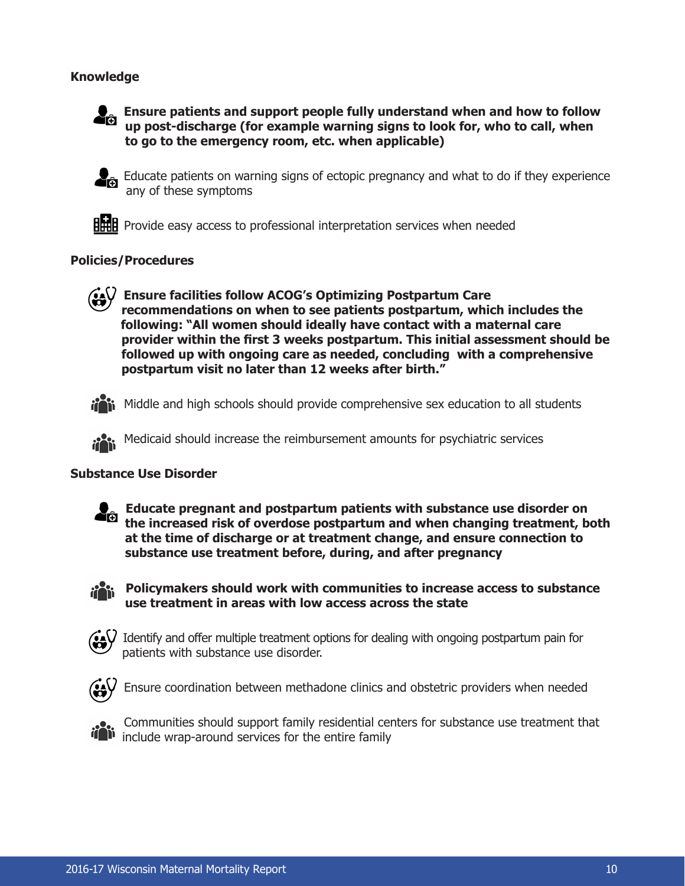### Knowledge

- **Ensure patients and support people fully understand when and how to follow up post-discharge (for example warning signs to look for, who to call, when to go to the emergency room, etc. when applicable)**
- Educate patients on warning signs of ectopic pregnancy and what to do if they experience any of these symptoms
- Provide easy access to professional interpretation services when needed

### Policies/Procedures

- **Ensure facilities follow ACOG's Optimizing Postpartum Care recommendations on when to see patients postpartum, which includes the following: "All women should ideally have contact with a maternal care provider within the first 3 weeks postpartum. This initial assessment should be followed up with ongoing care as needed, concluding with a comprehensive postpartum visit no later than 12 weeks after birth."**
- Middle and high schools should provide comprehensive sex education to all students
- Medicaid should increase the reimbursement amounts for psychiatric services

### Substance Use Disorder

- **Educate pregnant and postpartum patients with substance use disorder on the increased risk of overdose postpartum and when changing treatment, both at the time of discharge or at treatment change, and ensure connection to substance use treatment before, during, and after pregnancy**
- **Policymakers should work with communities to increase access to substance use treatment in areas with low access across the state**
- Identify and offer multiple treatment options for dealing with ongoing postpartum pain for patients with substance use disorder.
- Ensure coordination between methadone clinics and obstetric providers when needed
- Communities should support family residential centers for substance use treatment that include wrap-around services for the entire family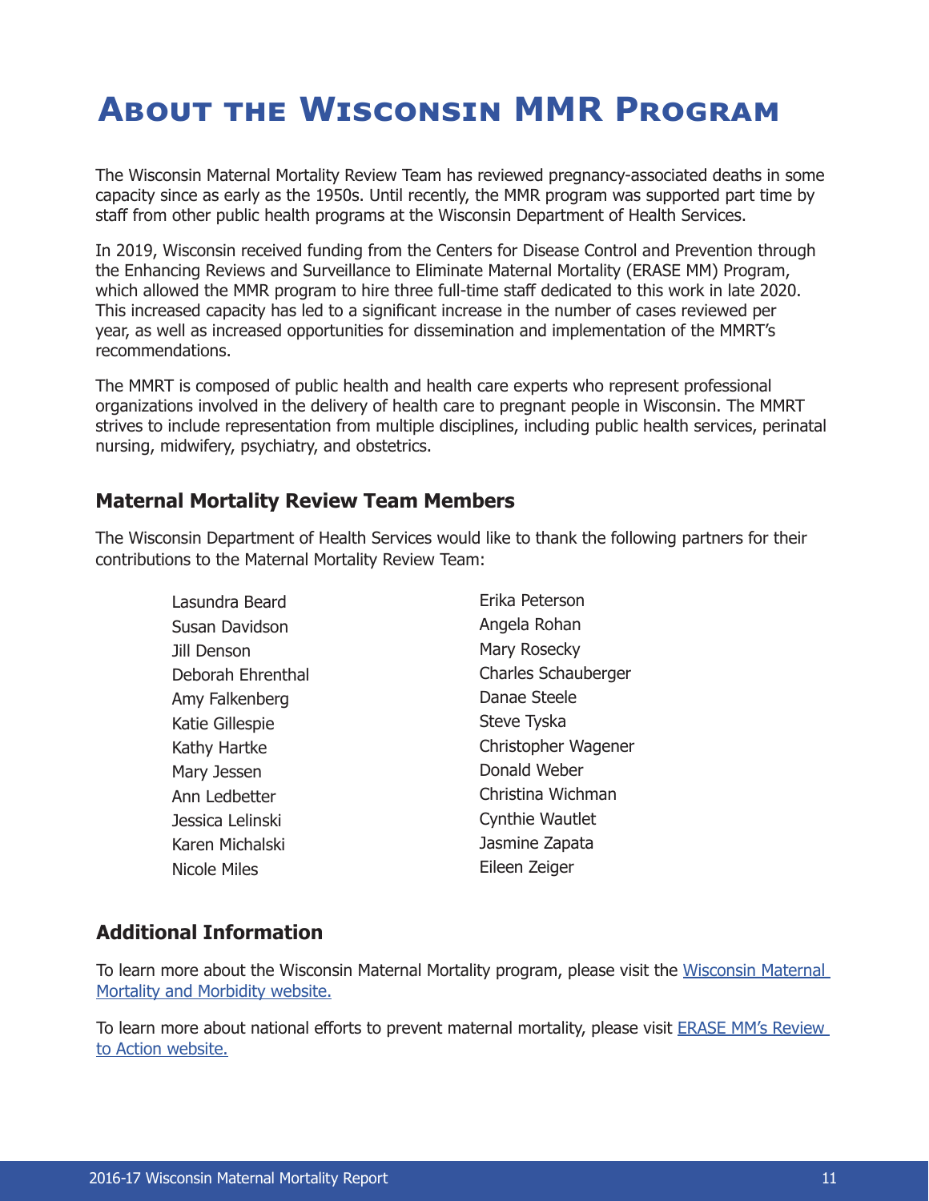# About the Wisconsin MMR Program

The Wisconsin Maternal Mortality Review Team has reviewed pregnancy-associated deaths in some capacity since as early as the 1950s. Until recently, the MMR program was supported part time by staff from other public health programs at the Wisconsin Department of Health Services.

In 2019, Wisconsin received funding from the Centers for Disease Control and Prevention through the Enhancing Reviews and Surveillance to Eliminate Maternal Mortality (ERASE MM) Program, which allowed the MMR program to hire three full-time staff dedicated to this work in late 2020. This increased capacity has led to a significant increase in the number of cases reviewed per year, as well as increased opportunities for dissemination and implementation of the MMRT's recommendations.

The MMRT is composed of public health and health care experts who represent professional organizations involved in the delivery of health care to pregnant people in Wisconsin. The MMRT strives to include representation from multiple disciplines, including public health services, perinatal nursing, midwifery, psychiatry, and obstetrics.

## Maternal Mortality Review Team Members

The Wisconsin Department of Health Services would like to thank the following partners for their contributions to the Maternal Mortality Review Team:

Lasundra Beard
Susan Davidson
Jill Denson
Deborah Ehrenthal
Amy Falkenberg
Katie Gillespie
Kathy Hartke
Mary Jessen
Ann Ledbetter
Jessica Lelinski
Karen Michalski
Nicole Miles
Erika Peterson
Angela Rohan
Mary Rosecky
Charles Schauberger
Danae Steele
Steve Tyska
Christopher Wagener
Donald Weber
Christina Wichman
Cynthie Wautlet
Jasmine Zapata
Eileen Zeiger

## Additional Information

To learn more about the Wisconsin Maternal Mortality program, please visit the Wisconsin Maternal Mortality and Morbidity website.

To learn more about national efforts to prevent maternal mortality, please visit ERASE MM's Review to Action website.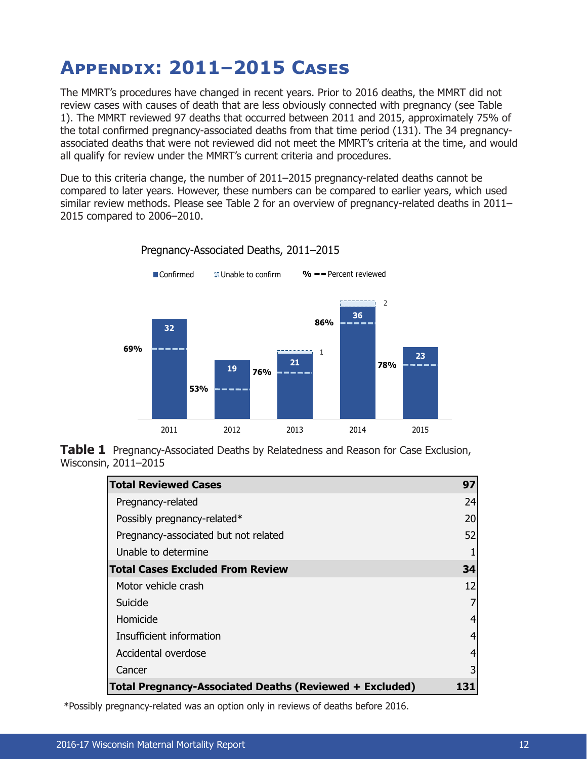# Appendix: 2011–2015 Cases

The MMRT's procedures have changed in recent years. Prior to 2016 deaths, the MMRT did not review cases with causes of death that are less obviously connected with pregnancy (see Table 1). The MMRT reviewed 97 deaths that occurred between 2011 and 2015, approximately 75% of the total confirmed pregnancy-associated deaths from that time period (131). The 34 pregnancy-associated deaths that were not reviewed did not meet the MMRT's criteria at the time, and would all qualify for review under the MMRT's current criteria and procedures.

Due to this criteria change, the number of 2011–2015 pregnancy-related deaths cannot be compared to later years. However, these numbers can be compared to earlier years, which used similar review methods. Please see Table 2 for an overview of pregnancy-related deaths in 2011–2015 compared to 2006–2010.

Pregnancy-Associated Deaths, 2011–2015

Confirmed | Unable to confirm | % -- Percent reviewed

| Year | Confirmed | Unable to confirm | Percent reviewed |
|---|---|---|---|
| 2011 | 32 | | 69% |
| 2012 | 19 | | 53% |
| 2013 | 21 | 1 | 76% |
| 2014 | 36 | 2 | 86% |
| 2015 | 23 | | 78% |

**Table 1** Pregnancy-Associated Deaths by Relatedness and Reason for Case Exclusion, Wisconsin, 2011–2015

| **Total Reviewed Cases** | **97** |
|---|---|
| Pregnancy-related | 24 |
| Possibly pregnancy-related* | 20 |
| Pregnancy-associated but not related | 52 |
| Unable to determine | 1 |
| **Total Cases Excluded From Review** | **34** |
| Motor vehicle crash | 12 |
| Suicide | 7 |
| Homicide | 4 |
| Insufficient information | 4 |
| Accidental overdose | 4 |
| Cancer | 3 |
| **Total Pregnancy-Associated Deaths (Reviewed + Excluded)** | **131** |

*Possibly pregnancy-related was an option only in reviews of deaths before 2016.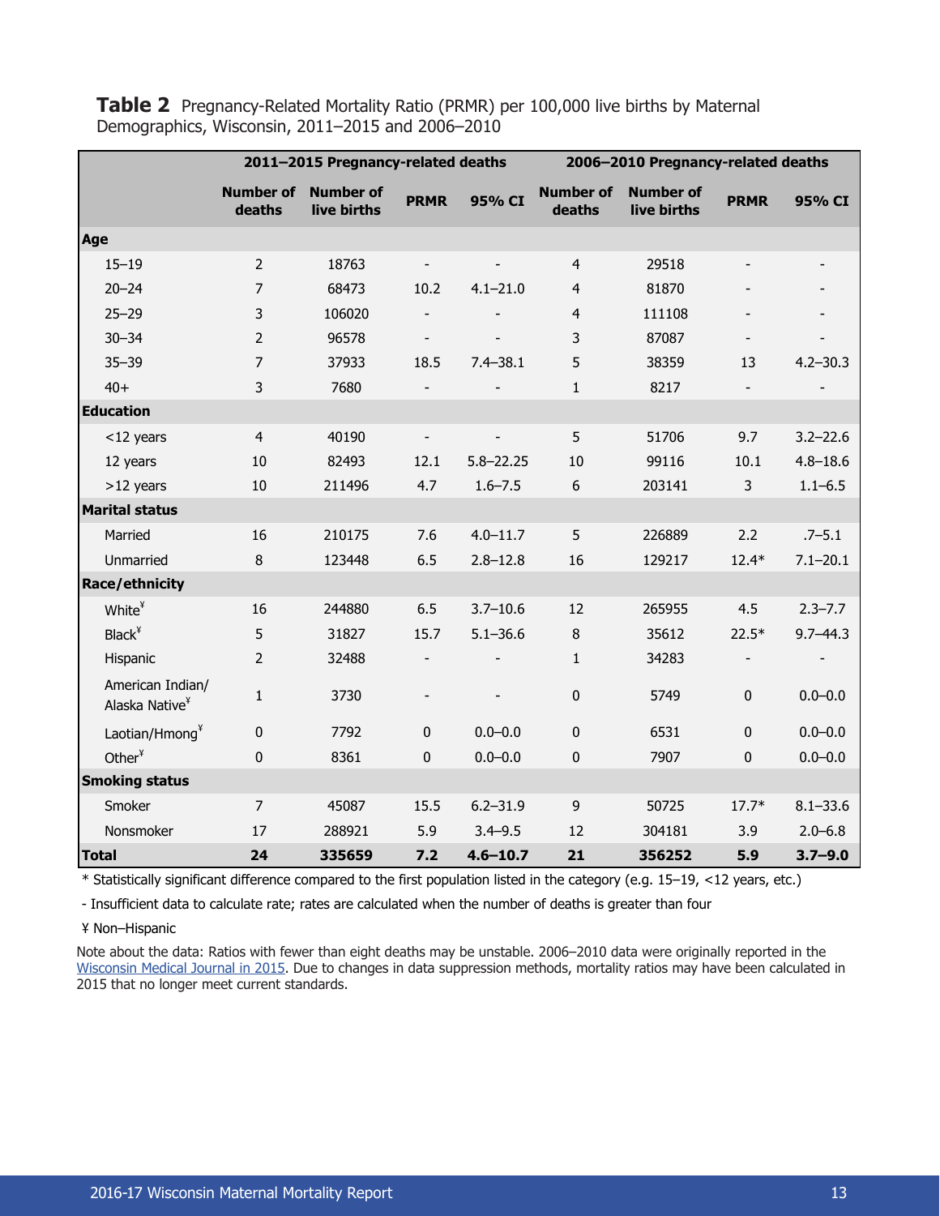**Table 2** Pregnancy-Related Mortality Ratio (PRMR) per 100,000 live births by Maternal Demographics, Wisconsin, 2011–2015 and 2006–2010

| | 2011–2015 Pregnancy-related deaths | | | | 2006–2010 Pregnancy-related deaths | | | |
|---|---|---|---|---|---|---|---|---|
| | Number of deaths | Number of live births | PRMR | 95% CI | Number of deaths | Number of live births | PRMR | 95% CI |
| **Age** | | | | | | | | |
| 15–19 | 2 | 18763 | - | - | 4 | 29518 | - | - |
| 20–24 | 7 | 68473 | 10.2 | 4.1–21.0 | 4 | 81870 | - | - |
| 25–29 | 3 | 106020 | - | - | 4 | 111108 | - | - |
| 30–34 | 2 | 96578 | - | - | 3 | 87087 | - | - |
| 35–39 | 7 | 37933 | 18.5 | 7.4–38.1 | 5 | 38359 | 13 | 4.2–30.3 |
| 40+ | 3 | 7680 | - | - | 1 | 8217 | - | - |
| **Education** | | | | | | | | |
| <12 years | 4 | 40190 | - | - | 5 | 51706 | 9.7 | 3.2–22.6 |
| 12 years | 10 | 82493 | 12.1 | 5.8–22.25 | 10 | 99116 | 10.1 | 4.8–18.6 |
| >12 years | 10 | 211496 | 4.7 | 1.6–7.5 | 6 | 203141 | 3 | 1.1–6.5 |
| **Marital status** | | | | | | | | |
| Married | 16 | 210175 | 7.6 | 4.0–11.7 | 5 | 226889 | 2.2 | .7–5.1 |
| Unmarried | 8 | 123448 | 6.5 | 2.8–12.8 | 16 | 129217 | 12.4* | 7.1–20.1 |
| **Race/ethnicity** | | | | | | | | |
| White¥ | 16 | 244880 | 6.5 | 3.7–10.6 | 12 | 265955 | 4.5 | 2.3–7.7 |
| Black¥ | 5 | 31827 | 15.7 | 5.1–36.6 | 8 | 35612 | 22.5* | 9.7–44.3 |
| Hispanic | 2 | 32488 | - | - | 1 | 34283 | - | - |
| American Indian/ Alaska Native¥ | 1 | 3730 | - | - | 0 | 5749 | 0 | 0.0–0.0 |
| Laotian/Hmong¥ | 0 | 7792 | 0 | 0.0–0.0 | 0 | 6531 | 0 | 0.0–0.0 |
| Other¥ | 0 | 8361 | 0 | 0.0–0.0 | 0 | 7907 | 0 | 0.0–0.0 |
| **Smoking status** | | | | | | | | |
| Smoker | 7 | 45087 | 15.5 | 6.2–31.9 | 9 | 50725 | 17.7* | 8.1–33.6 |
| Nonsmoker | 17 | 288921 | 5.9 | 3.4–9.5 | 12 | 304181 | 3.9 | 2.0–6.8 |
| **Total** | **24** | **335659** | **7.2** | **4.6–10.7** | **21** | **356252** | **5.9** | **3.7–9.0** |

* Statistically significant difference compared to the first population listed in the category (e.g. 15–19, <12 years, etc.)

- Insufficient data to calculate rate; rates are calculated when the number of deaths is greater than four

¥ Non–Hispanic

Note about the data: Ratios with fewer than eight deaths may be unstable. 2006–2010 data were originally reported in the Wisconsin Medical Journal in 2015. Due to changes in data suppression methods, mortality ratios may have been calculated in 2015 that no longer meet current standards.